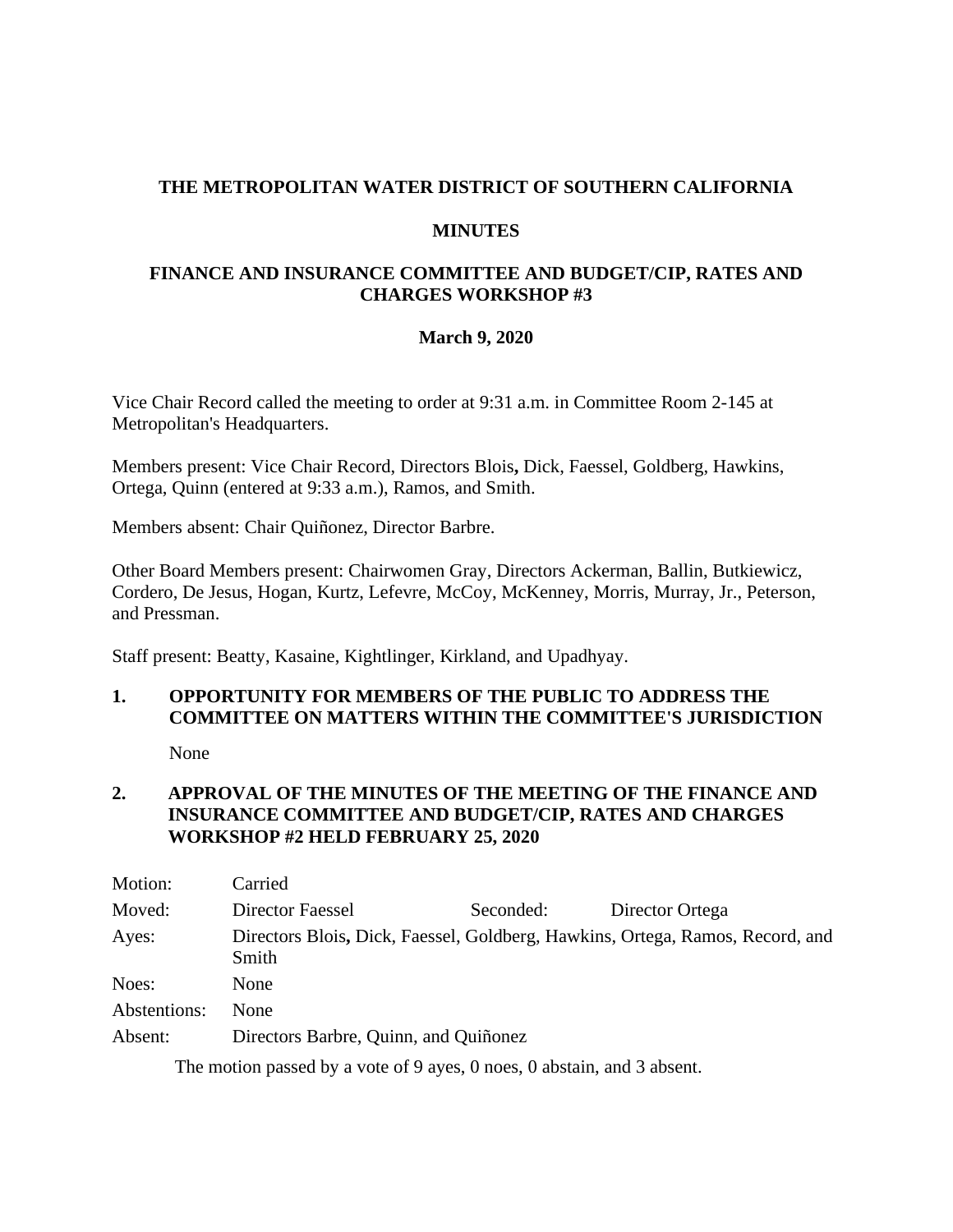**THE METROPOLITAN WATER DISTRICT OF SOUTHERN CALIFORNIA**

**MINUTES**

**FINANCE AND INSURANCE COMMITTEE AND BUDGET/CIP, RATES AND CHARGES WORKSHOP #3**

**March 9, 2020**

Vice Chair Record called the meeting to order at 9:31 a.m. in Committee Room 2-145 at Metropolitan's Headquarters.

Members present: Vice Chair Record, Directors Blois**,** Dick, Faessel, Goldberg, Hawkins, Ortega, Quinn (entered at 9:33 a.m.), Ramos, and Smith.

Members absent: Chair Quiñonez, Director Barbre.

Other Board Members present: Chairwomen Gray, Directors Ackerman, Ballin, Butkiewicz, Cordero, De Jesus, Hogan, Kurtz, Lefevre, McCoy, McKenney, Morris, Murray, Jr., Peterson, and Pressman.

Staff present: Beatty, Kasaine, Kightlinger, Kirkland, and Upadhyay.

**1. OPPORTUNITY FOR MEMBERS OF THE PUBLIC TO ADDRESS THE COMMITTEE ON MATTERS WITHIN THE COMMITTEE'S JURISDICTION**

None

**2. APPROVAL OF THE MINUTES OF THE MEETING OF THE FINANCE AND INSURANCE COMMITTEE AND BUDGET/CIP, RATES AND CHARGES WORKSHOP #2 HELD FEBRUARY 25, 2020**

| | | | |
|---|---|---|---|
| Motion: | Carried | | |
| Moved: | Director Faessel | Seconded: | Director Ortega |
| Ayes: | Directors Blois**,** Dick, Faessel, Goldberg, Hawkins, Ortega, Ramos, Record, and Smith | | |
| Noes: | None | | |
| Abstentions: | None | | |
| Absent: | Directors Barbre, Quinn, and Quiñonez | | |

The motion passed by a vote of 9 ayes, 0 noes, 0 abstain, and 3 absent.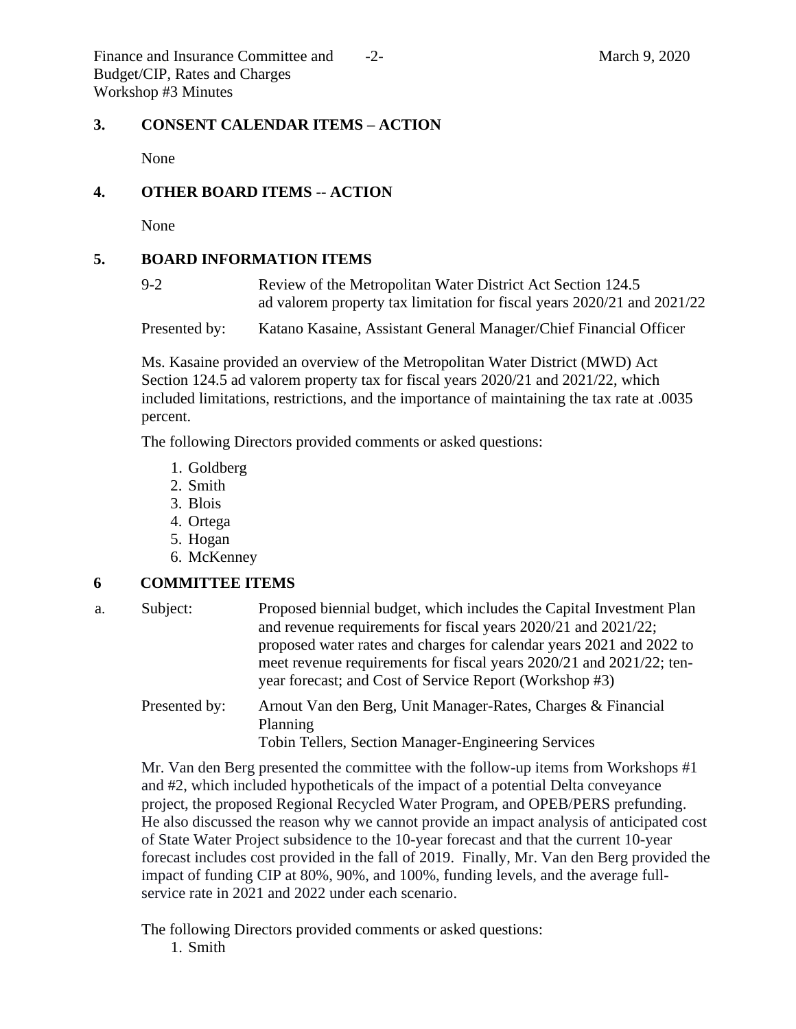## 3. CONSENT CALENDAR ITEMS – ACTION

None

## 4. OTHER BOARD ITEMS -- ACTION

None

## 5. BOARD INFORMATION ITEMS

9-2 Review of the Metropolitan Water District Act Section 124.5 ad valorem property tax limitation for fiscal years 2020/21 and 2021/22

Presented by: Katano Kasaine, Assistant General Manager/Chief Financial Officer

Ms. Kasaine provided an overview of the Metropolitan Water District (MWD) Act Section 124.5 ad valorem property tax for fiscal years 2020/21 and 2021/22, which included limitations, restrictions, and the importance of maintaining the tax rate at .0035 percent.

The following Directors provided comments or asked questions:

1. Goldberg
2. Smith
3. Blois
4. Ortega
5. Hogan
6. McKenney

## 6 COMMITTEE ITEMS

a. Subject: Proposed biennial budget, which includes the Capital Investment Plan and revenue requirements for fiscal years 2020/21 and 2021/22; proposed water rates and charges for calendar years 2021 and 2022 to meet revenue requirements for fiscal years 2020/21 and 2021/22; ten-year forecast; and Cost of Service Report (Workshop #3)

Presented by: Arnout Van den Berg, Unit Manager-Rates, Charges & Financial Planning
Tobin Tellers, Section Manager-Engineering Services

Mr. Van den Berg presented the committee with the follow-up items from Workshops #1 and #2, which included hypotheticals of the impact of a potential Delta conveyance project, the proposed Regional Recycled Water Program, and OPEB/PERS prefunding. He also discussed the reason why we cannot provide an impact analysis of anticipated cost of State Water Project subsidence to the 10-year forecast and that the current 10-year forecast includes cost provided in the fall of 2019. Finally, Mr. Van den Berg provided the impact of funding CIP at 80%, 90%, and 100%, funding levels, and the average full-service rate in 2021 and 2022 under each scenario.

The following Directors provided comments or asked questions:

1. Smith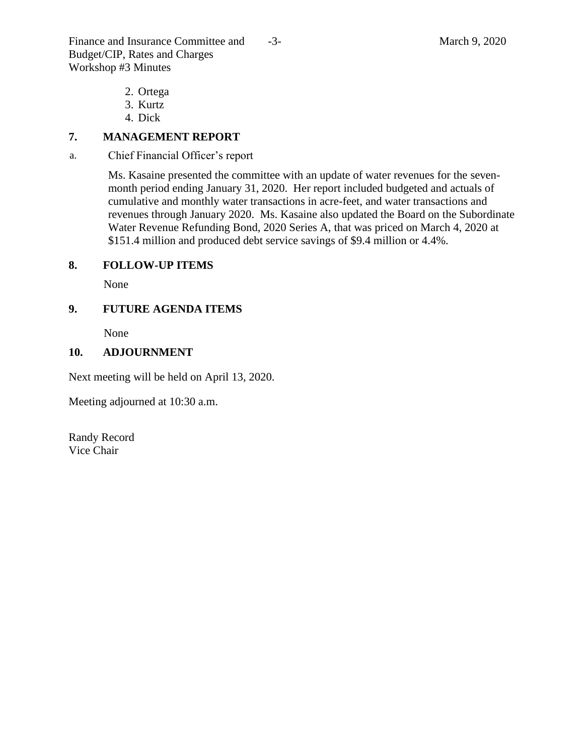2. Ortega
3. Kurtz
4. Dick

**7. MANAGEMENT REPORT**

a. Chief Financial Officer's report

Ms. Kasaine presented the committee with an update of water revenues for the seven-month period ending January 31, 2020. Her report included budgeted and actuals of cumulative and monthly water transactions in acre-feet, and water transactions and revenues through January 2020. Ms. Kasaine also updated the Board on the Subordinate Water Revenue Refunding Bond, 2020 Series A, that was priced on March 4, 2020 at $151.4 million and produced debt service savings of $9.4 million or 4.4%.

**8. FOLLOW-UP ITEMS**

None

**9. FUTURE AGENDA ITEMS**

None

**10. ADJOURNMENT**

Next meeting will be held on April 13, 2020.

Meeting adjourned at 10:30 a.m.

Randy Record
Vice Chair